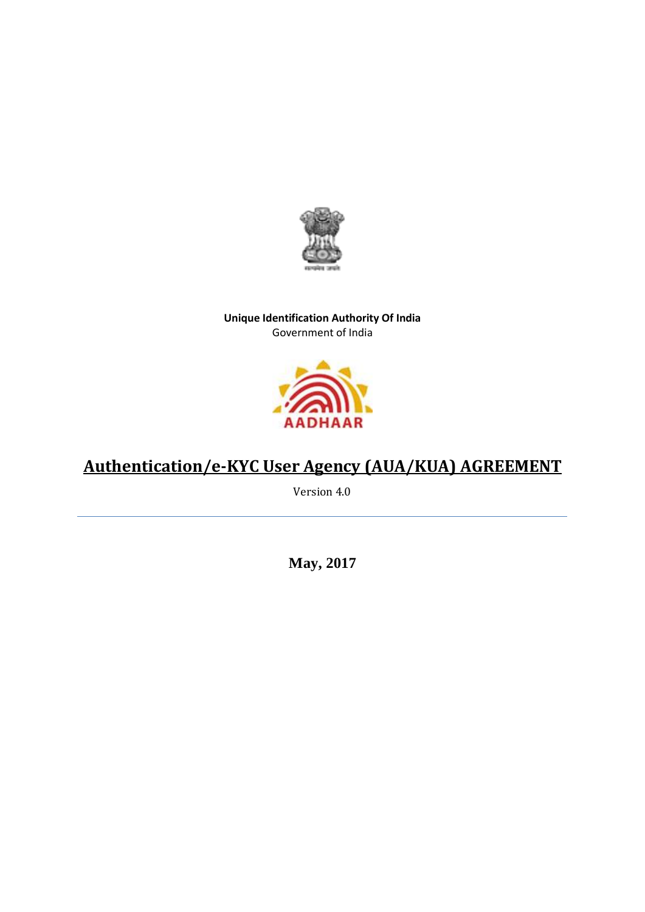**Unique Identification Authority Of India**
Government of India

# Authentication/e-KYC User Agency (AUA/KUA) AGREEMENT

Version 4.0

---

**May, 2017**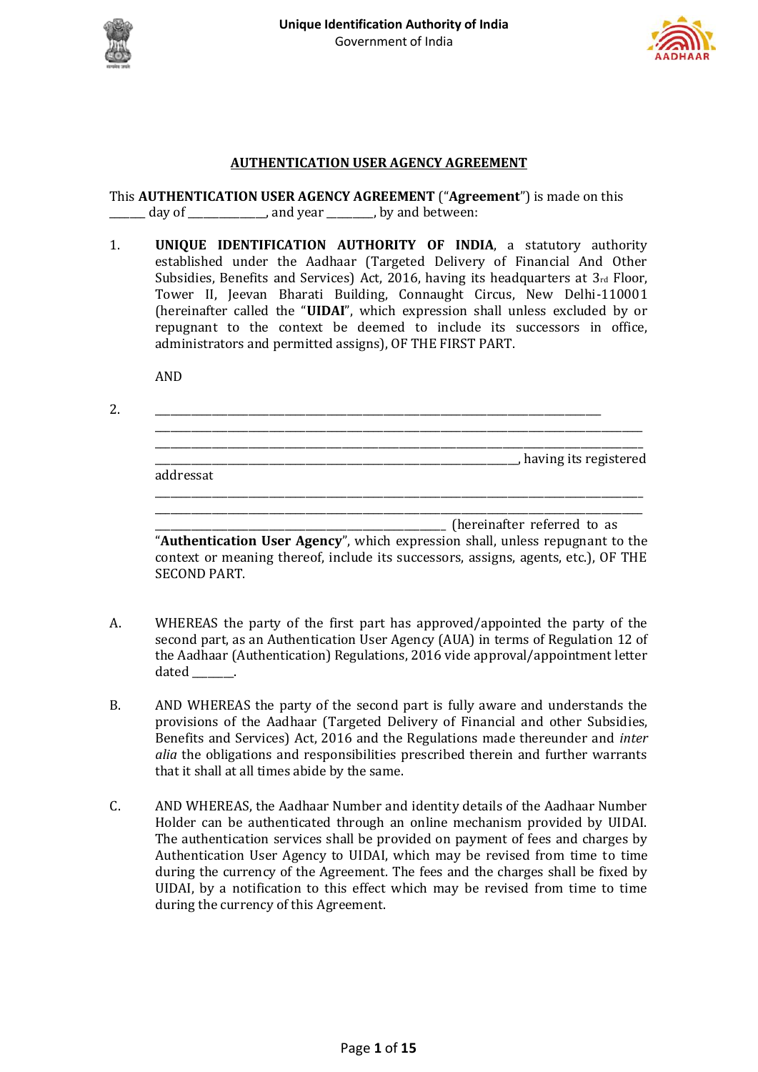## AUTHENTICATION USER AGENCY AGREEMENT

This **AUTHENTICATION USER AGENCY AGREEMENT** ("**Agreement**") is made on this ______ day of _____________, and year _______, by and between:

1. **UNIQUE IDENTIFICATION AUTHORITY OF INDIA**, a statutory authority established under the Aadhaar (Targeted Delivery of Financial And Other Subsidies, Benefits and Services) Act, 2016, having its headquarters at 3rd Floor, Tower II, Jeevan Bharati Building, Connaught Circus, New Delhi-110001 (hereinafter called the "**UIDAI**", which expression shall unless excluded by or repugnant to the context be deemed to include its successors in office, administrators and permitted assigns), OF THE FIRST PART.

   AND

2. ___________________________________________________________________________
   ______________________________________________________________________________
   ______________________________________________________________________________
   _________________________________________________________, having its registered addressat
   ______________________________________________________________________________
   ______________________________________________________________________________
   ____________________________________________ (hereinafter referred to as "**Authentication User Agency**", which expression shall, unless repugnant to the context or meaning thereof, include its successors, assigns, agents, etc.), OF THE SECOND PART.

A. WHEREAS the party of the first part has approved/appointed the party of the second part, as an Authentication User Agency (AUA) in terms of Regulation 12 of the Aadhaar (Authentication) Regulations, 2016 vide approval/appointment letter dated _______.

B. AND WHEREAS the party of the second part is fully aware and understands the provisions of the Aadhaar (Targeted Delivery of Financial and other Subsidies, Benefits and Services) Act, 2016 and the Regulations made thereunder and *inter alia* the obligations and responsibilities prescribed therein and further warrants that it shall at all times abide by the same.

C. AND WHEREAS, the Aadhaar Number and identity details of the Aadhaar Number Holder can be authenticated through an online mechanism provided by UIDAI. The authentication services shall be provided on payment of fees and charges by Authentication User Agency to UIDAI, which may be revised from time to time during the currency of the Agreement. The fees and the charges shall be fixed by UIDAI, by a notification to this effect which may be revised from time to time during the currency of this Agreement.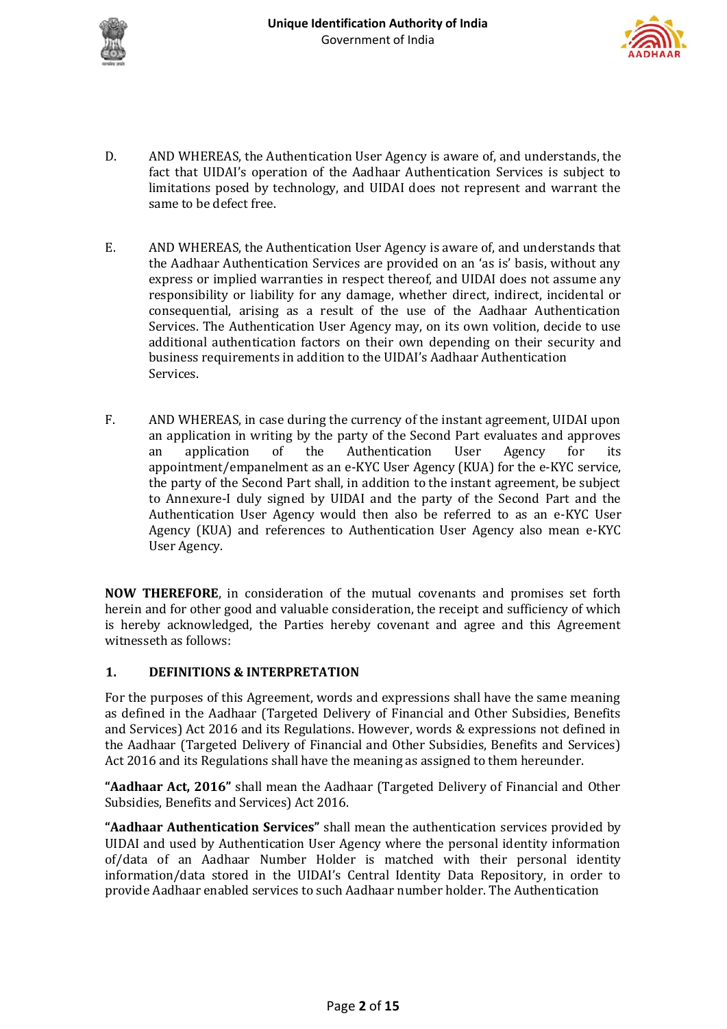D. AND WHEREAS, the Authentication User Agency is aware of, and understands, the fact that UIDAI's operation of the Aadhaar Authentication Services is subject to limitations posed by technology, and UIDAI does not represent and warrant the same to be defect free.

E. AND WHEREAS, the Authentication User Agency is aware of, and understands that the Aadhaar Authentication Services are provided on an 'as is' basis, without any express or implied warranties in respect thereof, and UIDAI does not assume any responsibility or liability for any damage, whether direct, indirect, incidental or consequential, arising as a result of the use of the Aadhaar Authentication Services. The Authentication User Agency may, on its own volition, decide to use additional authentication factors on their own depending on their security and business requirements in addition to the UIDAI's Aadhaar Authentication Services.

F. AND WHEREAS, in case during the currency of the instant agreement, UIDAI upon an application in writing by the party of the Second Part evaluates and approves an application of the Authentication User Agency for its appointment/empanelment as an e-KYC User Agency (KUA) for the e-KYC service, the party of the Second Part shall, in addition to the instant agreement, be subject to Annexure-I duly signed by UIDAI and the party of the Second Part and the Authentication User Agency would then also be referred to as an e-KYC User Agency (KUA) and references to Authentication User Agency also mean e-KYC User Agency.

**NOW THEREFORE**, in consideration of the mutual covenants and promises set forth herein and for other good and valuable consideration, the receipt and sufficiency of which is hereby acknowledged, the Parties hereby covenant and agree and this Agreement witnesseth as follows:

## 1. DEFINITIONS & INTERPRETATION

For the purposes of this Agreement, words and expressions shall have the same meaning as defined in the Aadhaar (Targeted Delivery of Financial and Other Subsidies, Benefits and Services) Act 2016 and its Regulations. However, words & expressions not defined in the Aadhaar (Targeted Delivery of Financial and Other Subsidies, Benefits and Services) Act 2016 and its Regulations shall have the meaning as assigned to them hereunder.

**"Aadhaar Act, 2016"** shall mean the Aadhaar (Targeted Delivery of Financial and Other Subsidies, Benefits and Services) Act 2016.

**"Aadhaar Authentication Services"** shall mean the authentication services provided by UIDAI and used by Authentication User Agency where the personal identity information of/data of an Aadhaar Number Holder is matched with their personal identity information/data stored in the UIDAI's Central Identity Data Repository, in order to provide Aadhaar enabled services to such Aadhaar number holder. The Authentication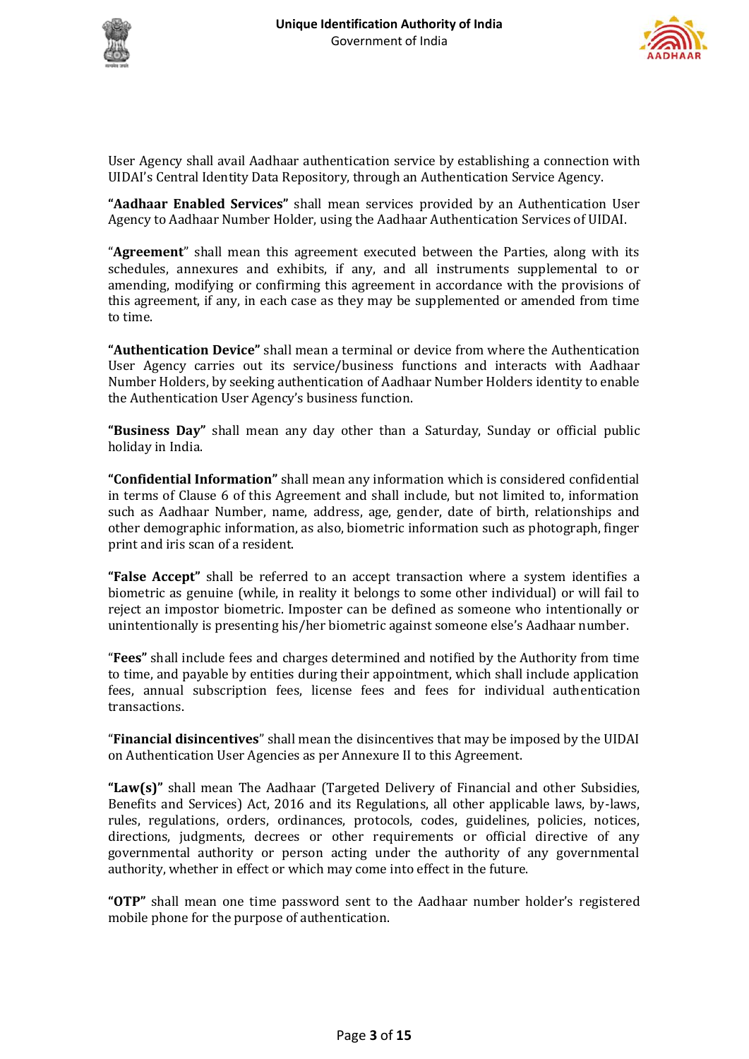User Agency shall avail Aadhaar authentication service by establishing a connection with UIDAI's Central Identity Data Repository, through an Authentication Service Agency.

**"Aadhaar Enabled Services"** shall mean services provided by an Authentication User Agency to Aadhaar Number Holder, using the Aadhaar Authentication Services of UIDAI.

"**Agreement**" shall mean this agreement executed between the Parties, along with its schedules, annexures and exhibits, if any, and all instruments supplemental to or amending, modifying or confirming this agreement in accordance with the provisions of this agreement, if any, in each case as they may be supplemented or amended from time to time.

**"Authentication Device"** shall mean a terminal or device from where the Authentication User Agency carries out its service/business functions and interacts with Aadhaar Number Holders, by seeking authentication of Aadhaar Number Holders identity to enable the Authentication User Agency's business function.

**"Business Day"** shall mean any day other than a Saturday, Sunday or official public holiday in India.

**"Confidential Information"** shall mean any information which is considered confidential in terms of Clause 6 of this Agreement and shall include, but not limited to, information such as Aadhaar Number, name, address, age, gender, date of birth, relationships and other demographic information, as also, biometric information such as photograph, finger print and iris scan of a resident.

**"False Accept"** shall be referred to an accept transaction where a system identifies a biometric as genuine (while, in reality it belongs to some other individual) or will fail to reject an impostor biometric. Imposter can be defined as someone who intentionally or unintentionally is presenting his/her biometric against someone else's Aadhaar number.

"**Fees"** shall include fees and charges determined and notified by the Authority from time to time, and payable by entities during their appointment, which shall include application fees, annual subscription fees, license fees and fees for individual authentication transactions.

"**Financial disincentives**" shall mean the disincentives that may be imposed by the UIDAI on Authentication User Agencies as per Annexure II to this Agreement.

**"Law(s)"** shall mean The Aadhaar (Targeted Delivery of Financial and other Subsidies, Benefits and Services) Act, 2016 and its Regulations, all other applicable laws, by-laws, rules, regulations, orders, ordinances, protocols, codes, guidelines, policies, notices, directions, judgments, decrees or other requirements or official directive of any governmental authority or person acting under the authority of any governmental authority, whether in effect or which may come into effect in the future.

**"OTP"** shall mean one time password sent to the Aadhaar number holder's registered mobile phone for the purpose of authentication.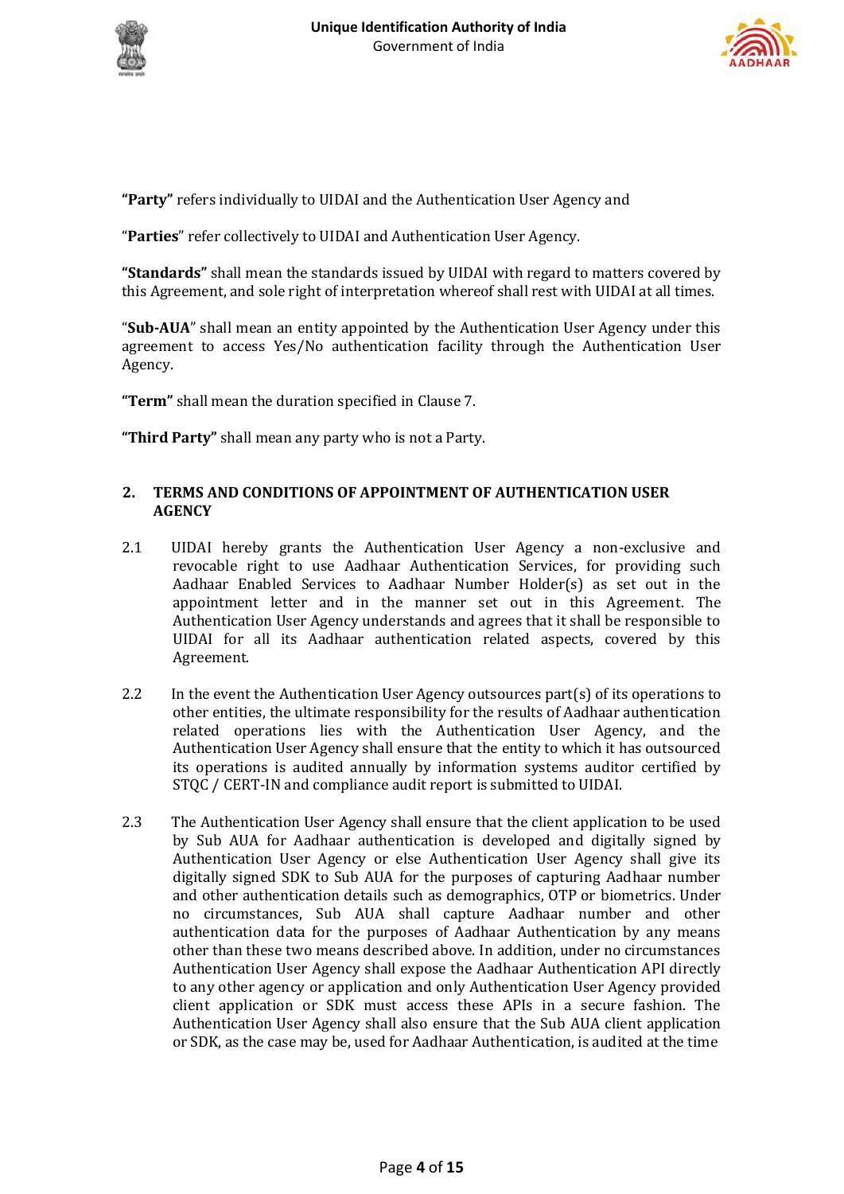**"Party"** refers individually to UIDAI and the Authentication User Agency and

"**Parties**" refer collectively to UIDAI and Authentication User Agency.

**"Standards"** shall mean the standards issued by UIDAI with regard to matters covered by this Agreement, and sole right of interpretation whereof shall rest with UIDAI at all times.

"**Sub-AUA**" shall mean an entity appointed by the Authentication User Agency under this agreement to access Yes/No authentication facility through the Authentication User Agency.

**"Term"** shall mean the duration specified in Clause 7.

**"Third Party"** shall mean any party who is not a Party.

## 2. TERMS AND CONDITIONS OF APPOINTMENT OF AUTHENTICATION USER AGENCY

2.1 UIDAI hereby grants the Authentication User Agency a non-exclusive and revocable right to use Aadhaar Authentication Services, for providing such Aadhaar Enabled Services to Aadhaar Number Holder(s) as set out in the appointment letter and in the manner set out in this Agreement. The Authentication User Agency understands and agrees that it shall be responsible to UIDAI for all its Aadhaar authentication related aspects, covered by this Agreement.

2.2 In the event the Authentication User Agency outsources part(s) of its operations to other entities, the ultimate responsibility for the results of Aadhaar authentication related operations lies with the Authentication User Agency, and the Authentication User Agency shall ensure that the entity to which it has outsourced its operations is audited annually by information systems auditor certified by STQC / CERT-IN and compliance audit report is submitted to UIDAI.

2.3 The Authentication User Agency shall ensure that the client application to be used by Sub AUA for Aadhaar authentication is developed and digitally signed by Authentication User Agency or else Authentication User Agency shall give its digitally signed SDK to Sub AUA for the purposes of capturing Aadhaar number and other authentication details such as demographics, OTP or biometrics. Under no circumstances, Sub AUA shall capture Aadhaar number and other authentication data for the purposes of Aadhaar Authentication by any means other than these two means described above. In addition, under no circumstances Authentication User Agency shall expose the Aadhaar Authentication API directly to any other agency or application and only Authentication User Agency provided client application or SDK must access these APIs in a secure fashion. The Authentication User Agency shall also ensure that the Sub AUA client application or SDK, as the case may be, used for Aadhaar Authentication, is audited at the time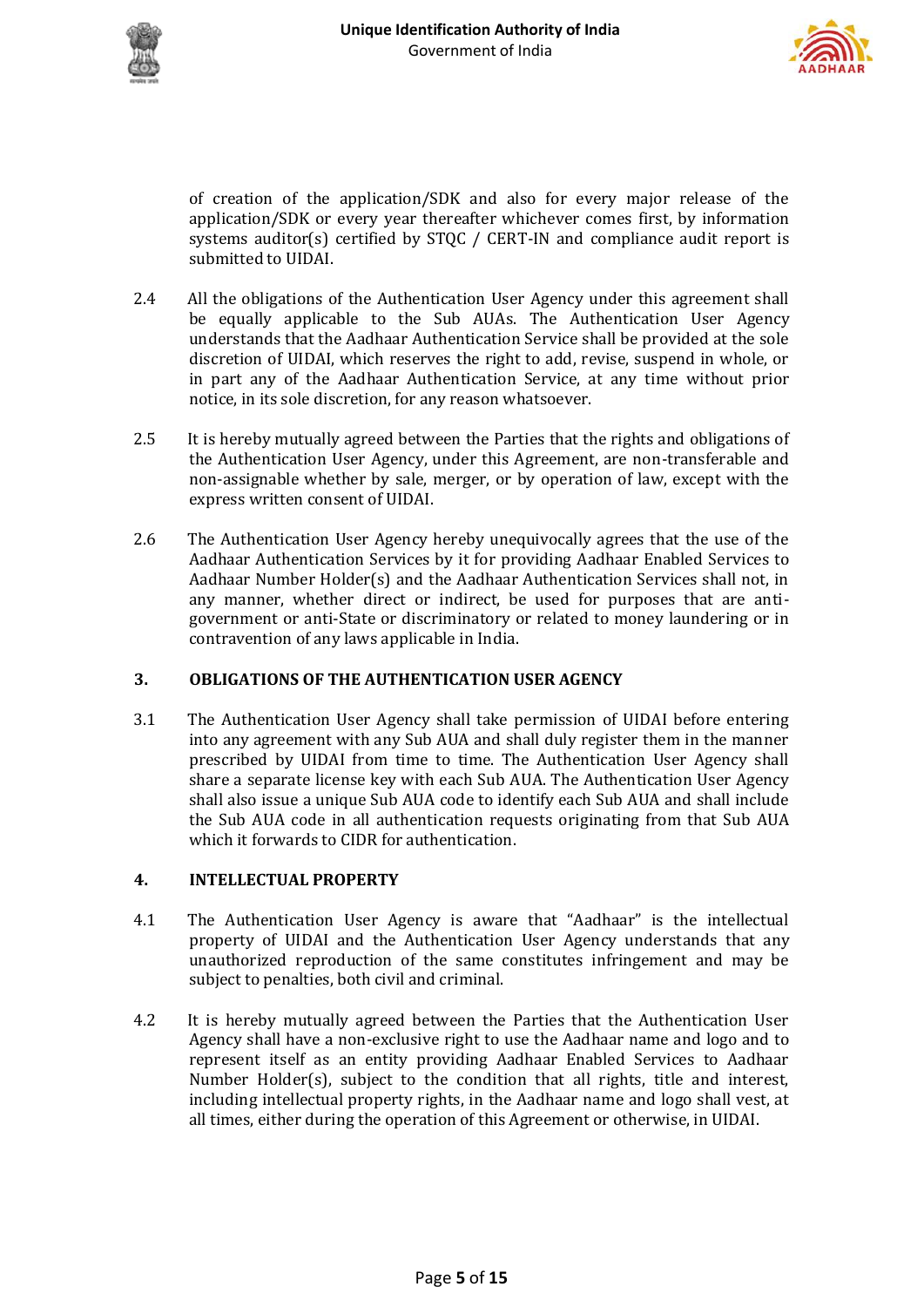of creation of the application/SDK and also for every major release of the application/SDK or every year thereafter whichever comes first, by information systems auditor(s) certified by STQC / CERT-IN and compliance audit report is submitted to UIDAI.

2.4 All the obligations of the Authentication User Agency under this agreement shall be equally applicable to the Sub AUAs. The Authentication User Agency understands that the Aadhaar Authentication Service shall be provided at the sole discretion of UIDAI, which reserves the right to add, revise, suspend in whole, or in part any of the Aadhaar Authentication Service, at any time without prior notice, in its sole discretion, for any reason whatsoever.

2.5 It is hereby mutually agreed between the Parties that the rights and obligations of the Authentication User Agency, under this Agreement, are non-transferable and non-assignable whether by sale, merger, or by operation of law, except with the express written consent of UIDAI.

2.6 The Authentication User Agency hereby unequivocally agrees that the use of the Aadhaar Authentication Services by it for providing Aadhaar Enabled Services to Aadhaar Number Holder(s) and the Aadhaar Authentication Services shall not, in any manner, whether direct or indirect, be used for purposes that are anti-government or anti-State or discriminatory or related to money laundering or in contravention of any laws applicable in India.

## 3. OBLIGATIONS OF THE AUTHENTICATION USER AGENCY

3.1 The Authentication User Agency shall take permission of UIDAI before entering into any agreement with any Sub AUA and shall duly register them in the manner prescribed by UIDAI from time to time. The Authentication User Agency shall share a separate license key with each Sub AUA. The Authentication User Agency shall also issue a unique Sub AUA code to identify each Sub AUA and shall include the Sub AUA code in all authentication requests originating from that Sub AUA which it forwards to CIDR for authentication.

## 4. INTELLECTUAL PROPERTY

4.1 The Authentication User Agency is aware that "Aadhaar" is the intellectual property of UIDAI and the Authentication User Agency understands that any unauthorized reproduction of the same constitutes infringement and may be subject to penalties, both civil and criminal.

4.2 It is hereby mutually agreed between the Parties that the Authentication User Agency shall have a non-exclusive right to use the Aadhaar name and logo and to represent itself as an entity providing Aadhaar Enabled Services to Aadhaar Number Holder(s), subject to the condition that all rights, title and interest, including intellectual property rights, in the Aadhaar name and logo shall vest, at all times, either during the operation of this Agreement or otherwise, in UIDAI.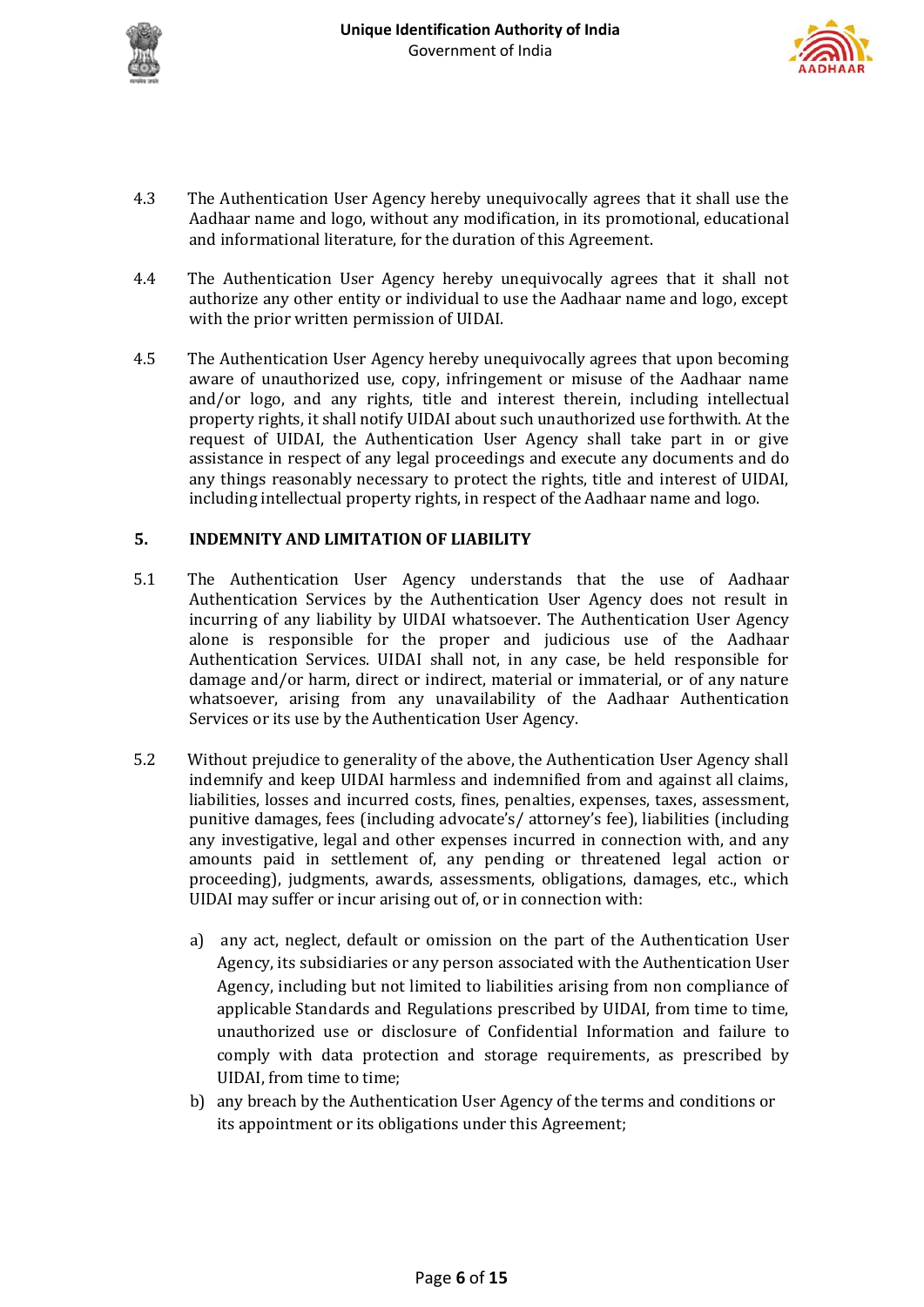4.3 The Authentication User Agency hereby unequivocally agrees that it shall use the Aadhaar name and logo, without any modification, in its promotional, educational and informational literature, for the duration of this Agreement.

4.4 The Authentication User Agency hereby unequivocally agrees that it shall not authorize any other entity or individual to use the Aadhaar name and logo, except with the prior written permission of UIDAI.

4.5 The Authentication User Agency hereby unequivocally agrees that upon becoming aware of unauthorized use, copy, infringement or misuse of the Aadhaar name and/or logo, and any rights, title and interest therein, including intellectual property rights, it shall notify UIDAI about such unauthorized use forthwith. At the request of UIDAI, the Authentication User Agency shall take part in or give assistance in respect of any legal proceedings and execute any documents and do any things reasonably necessary to protect the rights, title and interest of UIDAI, including intellectual property rights, in respect of the Aadhaar name and logo.

## 5. INDEMNITY AND LIMITATION OF LIABILITY

5.1 The Authentication User Agency understands that the use of Aadhaar Authentication Services by the Authentication User Agency does not result in incurring of any liability by UIDAI whatsoever. The Authentication User Agency alone is responsible for the proper and judicious use of the Aadhaar Authentication Services. UIDAI shall not, in any case, be held responsible for damage and/or harm, direct or indirect, material or immaterial, or of any nature whatsoever, arising from any unavailability of the Aadhaar Authentication Services or its use by the Authentication User Agency.

5.2 Without prejudice to generality of the above, the Authentication User Agency shall indemnify and keep UIDAI harmless and indemnified from and against all claims, liabilities, losses and incurred costs, fines, penalties, expenses, taxes, assessment, punitive damages, fees (including advocate's/ attorney's fee), liabilities (including any investigative, legal and other expenses incurred in connection with, and any amounts paid in settlement of, any pending or threatened legal action or proceeding), judgments, awards, assessments, obligations, damages, etc., which UIDAI may suffer or incur arising out of, or in connection with:

a) any act, neglect, default or omission on the part of the Authentication User Agency, its subsidiaries or any person associated with the Authentication User Agency, including but not limited to liabilities arising from non compliance of applicable Standards and Regulations prescribed by UIDAI, from time to time, unauthorized use or disclosure of Confidential Information and failure to comply with data protection and storage requirements, as prescribed by UIDAI, from time to time;

b) any breach by the Authentication User Agency of the terms and conditions or its appointment or its obligations under this Agreement;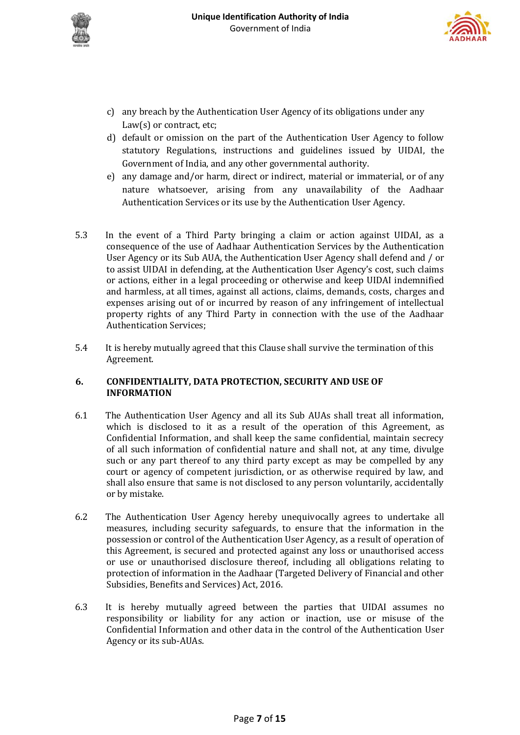c) any breach by the Authentication User Agency of its obligations under any Law(s) or contract, etc;

d) default or omission on the part of the Authentication User Agency to follow statutory Regulations, instructions and guidelines issued by UIDAI, the Government of India, and any other governmental authority.

e) any damage and/or harm, direct or indirect, material or immaterial, or of any nature whatsoever, arising from any unavailability of the Aadhaar Authentication Services or its use by the Authentication User Agency.

5.3 In the event of a Third Party bringing a claim or action against UIDAI, as a consequence of the use of Aadhaar Authentication Services by the Authentication User Agency or its Sub AUA, the Authentication User Agency shall defend and / or to assist UIDAI in defending, at the Authentication User Agency's cost, such claims or actions, either in a legal proceeding or otherwise and keep UIDAI indemnified and harmless, at all times, against all actions, claims, demands, costs, charges and expenses arising out of or incurred by reason of any infringement of intellectual property rights of any Third Party in connection with the use of the Aadhaar Authentication Services;

5.4 It is hereby mutually agreed that this Clause shall survive the termination of this Agreement.

## 6. CONFIDENTIALITY, DATA PROTECTION, SECURITY AND USE OF INFORMATION

6.1 The Authentication User Agency and all its Sub AUAs shall treat all information, which is disclosed to it as a result of the operation of this Agreement, as Confidential Information, and shall keep the same confidential, maintain secrecy of all such information of confidential nature and shall not, at any time, divulge such or any part thereof to any third party except as may be compelled by any court or agency of competent jurisdiction, or as otherwise required by law, and shall also ensure that same is not disclosed to any person voluntarily, accidentally or by mistake.

6.2 The Authentication User Agency hereby unequivocally agrees to undertake all measures, including security safeguards, to ensure that the information in the possession or control of the Authentication User Agency, as a result of operation of this Agreement, is secured and protected against any loss or unauthorised access or use or unauthorised disclosure thereof, including all obligations relating to protection of information in the Aadhaar (Targeted Delivery of Financial and other Subsidies, Benefits and Services) Act, 2016.

6.3 It is hereby mutually agreed between the parties that UIDAI assumes no responsibility or liability for any action or inaction, use or misuse of the Confidential Information and other data in the control of the Authentication User Agency or its sub-AUAs.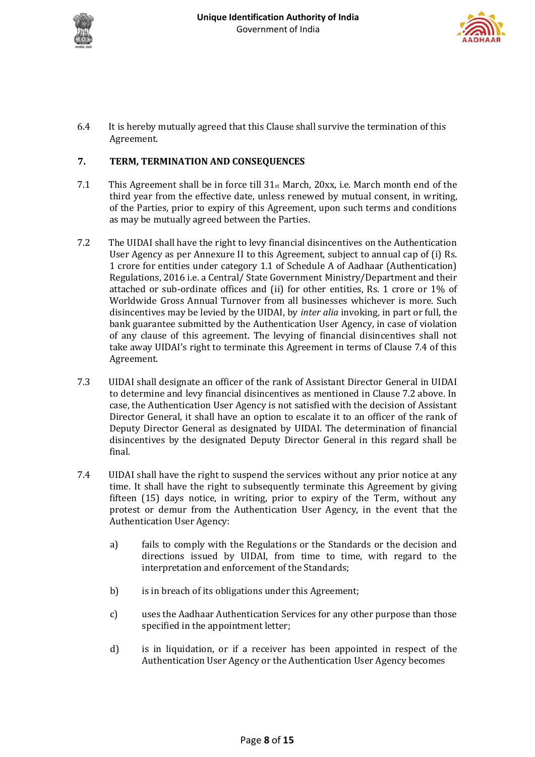6.4 It is hereby mutually agreed that this Clause shall survive the termination of this Agreement.

## 7. TERM, TERMINATION AND CONSEQUENCES

7.1 This Agreement shall be in force till 31st March, 20xx, i.e. March month end of the third year from the effective date, unless renewed by mutual consent, in writing, of the Parties, prior to expiry of this Agreement, upon such terms and conditions as may be mutually agreed between the Parties.

7.2 The UIDAI shall have the right to levy financial disincentives on the Authentication User Agency as per Annexure II to this Agreement, subject to annual cap of (i) Rs. 1 crore for entities under category 1.1 of Schedule A of Aadhaar (Authentication) Regulations, 2016 i.e. a Central/ State Government Ministry/Department and their attached or sub-ordinate offices and (ii) for other entities, Rs. 1 crore or 1% of Worldwide Gross Annual Turnover from all businesses whichever is more. Such disincentives may be levied by the UIDAI, by *inter alia* invoking, in part or full, the bank guarantee submitted by the Authentication User Agency, in case of violation of any clause of this agreement. The levying of financial disincentives shall not take away UIDAI's right to terminate this Agreement in terms of Clause 7.4 of this Agreement.

7.3 UIDAI shall designate an officer of the rank of Assistant Director General in UIDAI to determine and levy financial disincentives as mentioned in Clause 7.2 above. In case, the Authentication User Agency is not satisfied with the decision of Assistant Director General, it shall have an option to escalate it to an officer of the rank of Deputy Director General as designated by UIDAI. The determination of financial disincentives by the designated Deputy Director General in this regard shall be final.

7.4 UIDAI shall have the right to suspend the services without any prior notice at any time. It shall have the right to subsequently terminate this Agreement by giving fifteen (15) days notice, in writing, prior to expiry of the Term, without any protest or demur from the Authentication User Agency, in the event that the Authentication User Agency:

a) fails to comply with the Regulations or the Standards or the decision and directions issued by UIDAI, from time to time, with regard to the interpretation and enforcement of the Standards;

b) is in breach of its obligations under this Agreement;

c) uses the Aadhaar Authentication Services for any other purpose than those specified in the appointment letter;

d) is in liquidation, or if a receiver has been appointed in respect of the Authentication User Agency or the Authentication User Agency becomes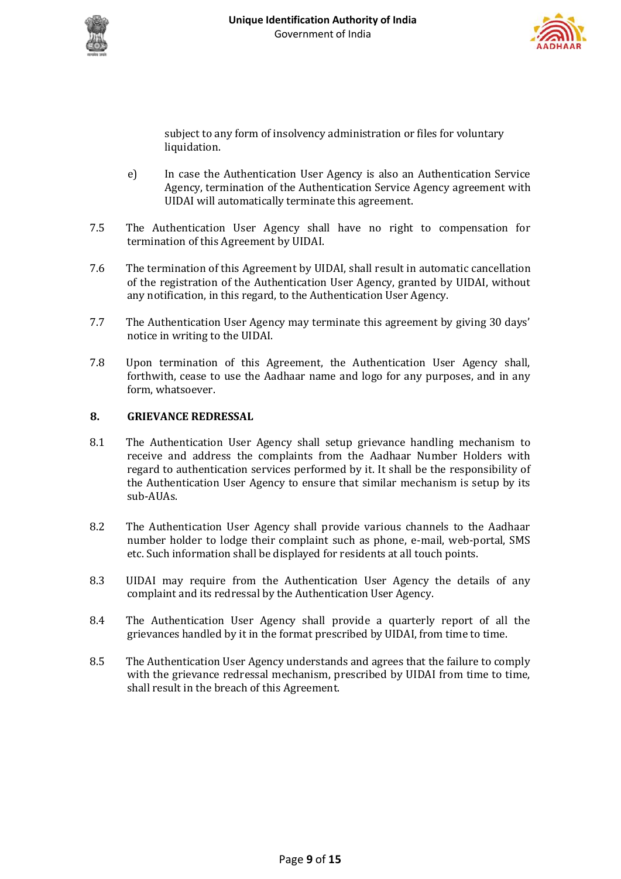subject to any form of insolvency administration or files for voluntary liquidation.

e) In case the Authentication User Agency is also an Authentication Service Agency, termination of the Authentication Service Agency agreement with UIDAI will automatically terminate this agreement.

7.5 The Authentication User Agency shall have no right to compensation for termination of this Agreement by UIDAI.

7.6 The termination of this Agreement by UIDAI, shall result in automatic cancellation of the registration of the Authentication User Agency, granted by UIDAI, without any notification, in this regard, to the Authentication User Agency.

7.7 The Authentication User Agency may terminate this agreement by giving 30 days' notice in writing to the UIDAI.

7.8 Upon termination of this Agreement, the Authentication User Agency shall, forthwith, cease to use the Aadhaar name and logo for any purposes, and in any form, whatsoever.

## 8. GRIEVANCE REDRESSAL

8.1 The Authentication User Agency shall setup grievance handling mechanism to receive and address the complaints from the Aadhaar Number Holders with regard to authentication services performed by it. It shall be the responsibility of the Authentication User Agency to ensure that similar mechanism is setup by its sub-AUAs.

8.2 The Authentication User Agency shall provide various channels to the Aadhaar number holder to lodge their complaint such as phone, e-mail, web-portal, SMS etc. Such information shall be displayed for residents at all touch points.

8.3 UIDAI may require from the Authentication User Agency the details of any complaint and its redressal by the Authentication User Agency.

8.4 The Authentication User Agency shall provide a quarterly report of all the grievances handled by it in the format prescribed by UIDAI, from time to time.

8.5 The Authentication User Agency understands and agrees that the failure to comply with the grievance redressal mechanism, prescribed by UIDAI from time to time, shall result in the breach of this Agreement.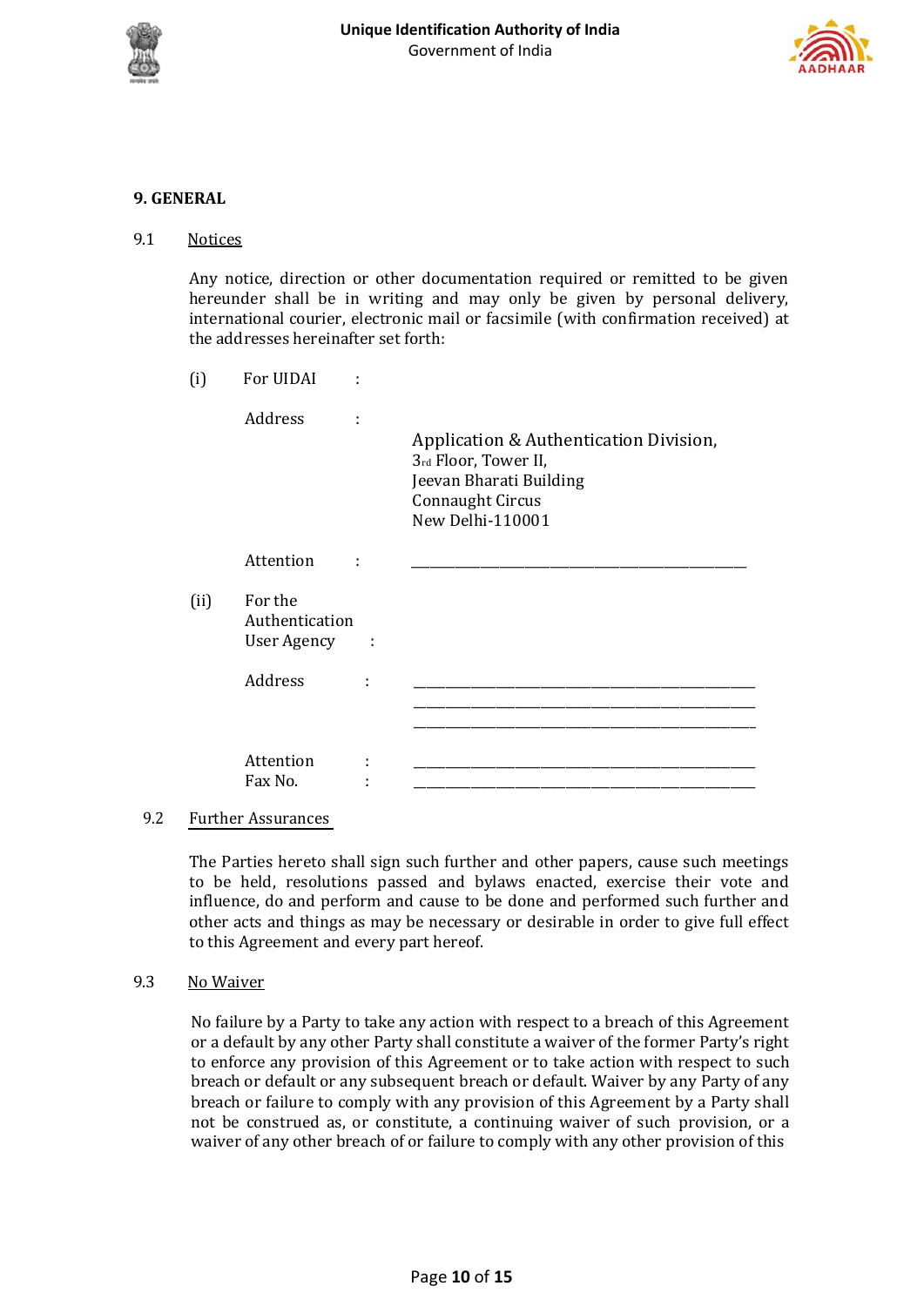## 9. GENERAL

9.1 Notices

Any notice, direction or other documentation required or remitted to be given hereunder shall be in writing and may only be given by personal delivery, international courier, electronic mail or facsimile (with confirmation received) at the addresses hereinafter set forth:

(i) For UIDAI :

Address :

Application & Authentication Division,
3rd Floor, Tower II,
Jeevan Bharati Building
Connaught Circus
New Delhi-110001

Attention : ___________________________________

(ii) For the Authentication User Agency :

Address : ___________________________________
___________________________________
___________________________________

Attention : ___________________________________
Fax No. : ___________________________________

9.2 Further Assurances

The Parties hereto shall sign such further and other papers, cause such meetings to be held, resolutions passed and bylaws enacted, exercise their vote and influence, do and perform and cause to be done and performed such further and other acts and things as may be necessary or desirable in order to give full effect to this Agreement and every part hereof.

9.3 No Waiver

No failure by a Party to take any action with respect to a breach of this Agreement or a default by any other Party shall constitute a waiver of the former Party's right to enforce any provision of this Agreement or to take action with respect to such breach or default or any subsequent breach or default. Waiver by any Party of any breach or failure to comply with any provision of this Agreement by a Party shall not be construed as, or constitute, a continuing waiver of such provision, or a waiver of any other breach of or failure to comply with any other provision of this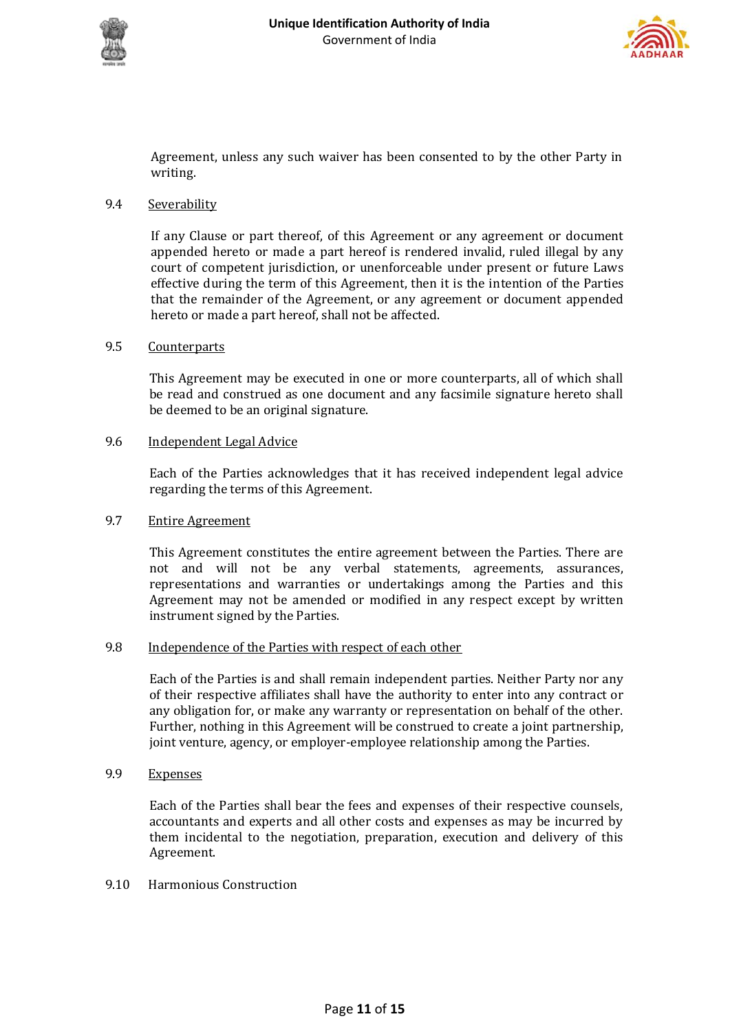Agreement, unless any such waiver has been consented to by the other Party in writing.

9.4 Severability

If any Clause or part thereof, of this Agreement or any agreement or document appended hereto or made a part hereof is rendered invalid, ruled illegal by any court of competent jurisdiction, or unenforceable under present or future Laws effective during the term of this Agreement, then it is the intention of the Parties that the remainder of the Agreement, or any agreement or document appended hereto or made a part hereof, shall not be affected.

9.5 Counterparts

This Agreement may be executed in one or more counterparts, all of which shall be read and construed as one document and any facsimile signature hereto shall be deemed to be an original signature.

9.6 Independent Legal Advice

Each of the Parties acknowledges that it has received independent legal advice regarding the terms of this Agreement.

9.7 Entire Agreement

This Agreement constitutes the entire agreement between the Parties. There are not and will not be any verbal statements, agreements, assurances, representations and warranties or undertakings among the Parties and this Agreement may not be amended or modified in any respect except by written instrument signed by the Parties.

9.8 Independence of the Parties with respect of each other

Each of the Parties is and shall remain independent parties. Neither Party nor any of their respective affiliates shall have the authority to enter into any contract or any obligation for, or make any warranty or representation on behalf of the other. Further, nothing in this Agreement will be construed to create a joint partnership, joint venture, agency, or employer-employee relationship among the Parties.

9.9 Expenses

Each of the Parties shall bear the fees and expenses of their respective counsels, accountants and experts and all other costs and expenses as may be incurred by them incidental to the negotiation, preparation, execution and delivery of this Agreement.

9.10 Harmonious Construction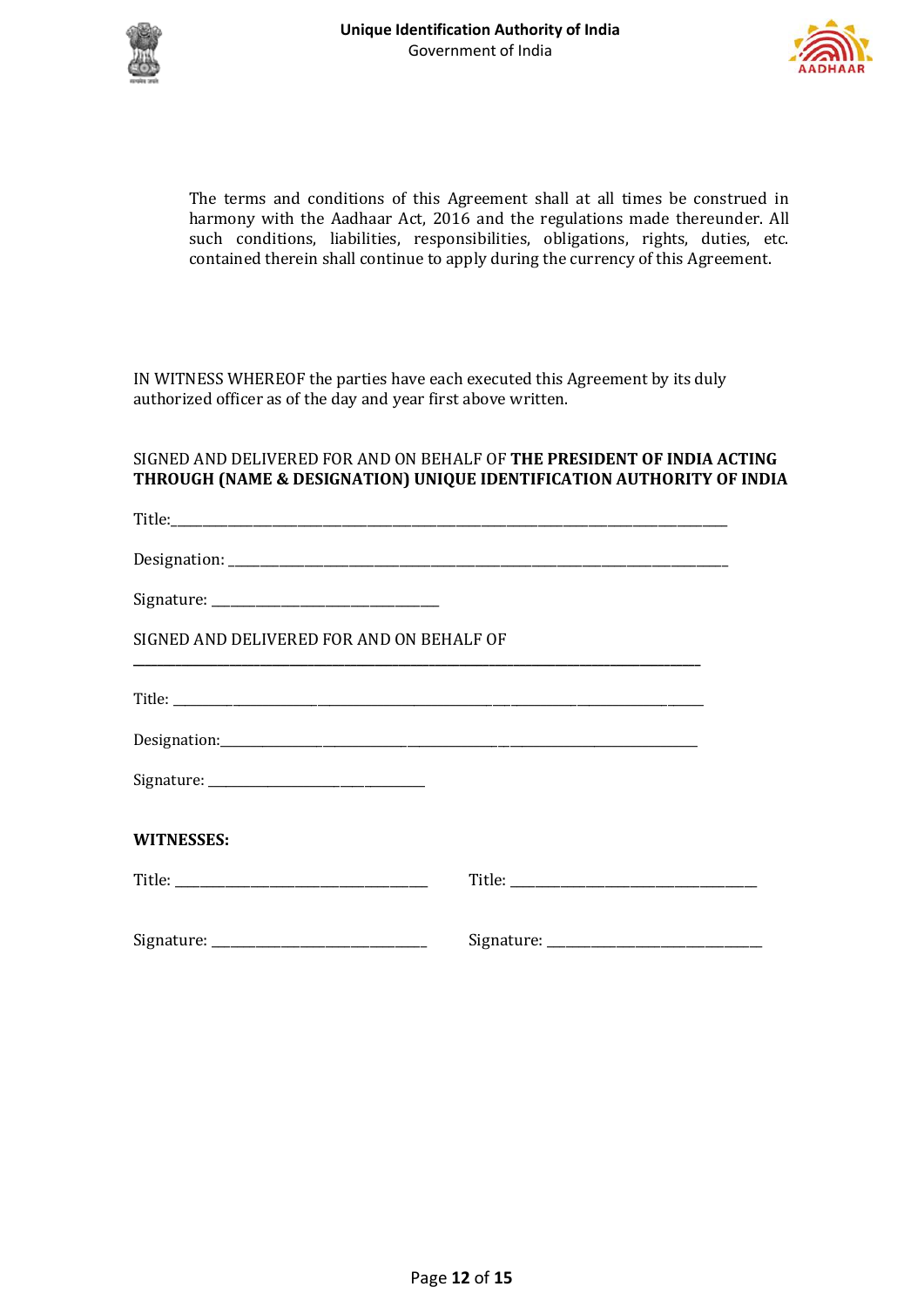The terms and conditions of this Agreement shall at all times be construed in harmony with the Aadhaar Act, 2016 and the regulations made thereunder. All such conditions, liabilities, responsibilities, obligations, rights, duties, etc. contained therein shall continue to apply during the currency of this Agreement.

IN WITNESS WHEREOF the parties have each executed this Agreement by its duly authorized officer as of the day and year first above written.

SIGNED AND DELIVERED FOR AND ON BEHALF OF **THE PRESIDENT OF INDIA ACTING THROUGH (NAME & DESIGNATION) UNIQUE IDENTIFICATION AUTHORITY OF INDIA**

Title:\_\_\_\_\_\_\_\_\_\_\_\_\_\_\_\_\_\_\_\_\_\_\_\_\_\_\_\_\_\_\_\_\_\_\_\_\_\_\_\_\_\_\_\_\_\_\_\_\_\_\_\_\_\_\_\_\_\_\_\_\_\_\_\_\_\_

Designation: \_\_\_\_\_\_\_\_\_\_\_\_\_\_\_\_\_\_\_\_\_\_\_\_\_\_\_\_\_\_\_\_\_\_\_\_\_\_\_\_\_\_\_\_\_\_\_\_\_\_\_\_\_\_\_\_\_\_\_\_

Signature: \_\_\_\_\_\_\_\_\_\_\_\_\_\_\_\_\_\_\_\_\_\_\_\_\_\_\_\_

SIGNED AND DELIVERED FOR AND ON BEHALF OF

\_\_\_\_\_\_\_\_\_\_\_\_\_\_\_\_\_\_\_\_\_\_\_\_\_\_\_\_\_\_\_\_\_\_\_\_\_\_\_\_\_\_\_\_\_\_\_\_\_\_\_\_\_\_\_\_\_\_\_\_\_\_\_\_\_\_\_\_

Title: \_\_\_\_\_\_\_\_\_\_\_\_\_\_\_\_\_\_\_\_\_\_\_\_\_\_\_\_\_\_\_\_\_\_\_\_\_\_\_\_\_\_\_\_\_\_\_\_\_\_\_\_\_\_\_\_\_\_\_\_\_\_\_\_

Designation:\_\_\_\_\_\_\_\_\_\_\_\_\_\_\_\_\_\_\_\_\_\_\_\_\_\_\_\_\_\_\_\_\_\_\_\_\_\_\_\_\_\_\_\_\_\_\_\_\_\_\_\_\_\_\_\_\_\_\_

Signature: \_\_\_\_\_\_\_\_\_\_\_\_\_\_\_\_\_\_\_\_\_\_\_\_\_\_\_

**WITNESSES:**

Title: \_\_\_\_\_\_\_\_\_\_\_\_\_\_\_\_\_\_\_\_\_\_\_\_\_\_\_\_\_\_ Title: \_\_\_\_\_\_\_\_\_\_\_\_\_\_\_\_\_\_\_\_\_\_\_\_\_\_\_\_\_\_

Signature: \_\_\_\_\_\_\_\_\_\_\_\_\_\_\_\_\_\_\_\_\_\_\_\_\_\_ Signature: \_\_\_\_\_\_\_\_\_\_\_\_\_\_\_\_\_\_\_\_\_\_\_\_\_\_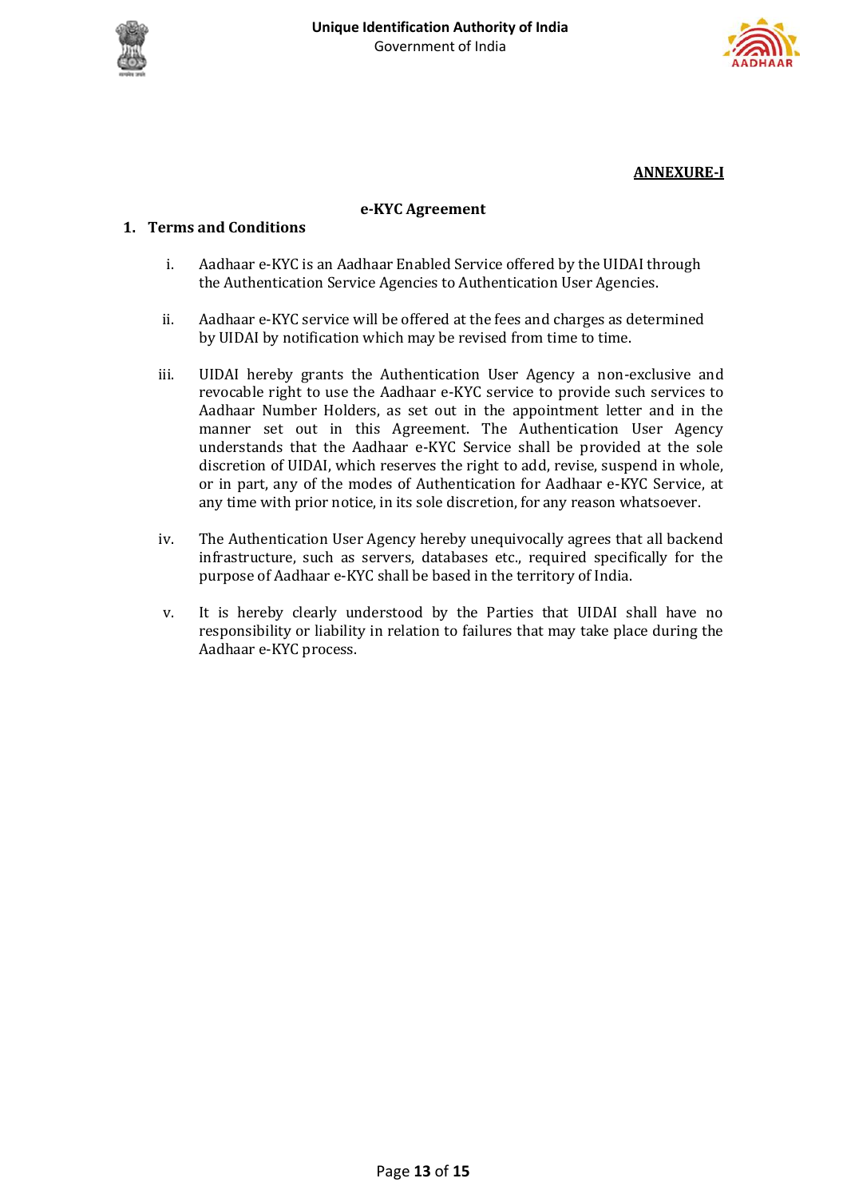**ANNEXURE-I**

## e-KYC Agreement

### 1. Terms and Conditions

i. Aadhaar e-KYC is an Aadhaar Enabled Service offered by the UIDAI through the Authentication Service Agencies to Authentication User Agencies.

ii. Aadhaar e-KYC service will be offered at the fees and charges as determined by UIDAI by notification which may be revised from time to time.

iii. UIDAI hereby grants the Authentication User Agency a non-exclusive and revocable right to use the Aadhaar e-KYC service to provide such services to Aadhaar Number Holders, as set out in the appointment letter and in the manner set out in this Agreement. The Authentication User Agency understands that the Aadhaar e-KYC Service shall be provided at the sole discretion of UIDAI, which reserves the right to add, revise, suspend in whole, or in part, any of the modes of Authentication for Aadhaar e-KYC Service, at any time with prior notice, in its sole discretion, for any reason whatsoever.

iv. The Authentication User Agency hereby unequivocally agrees that all backend infrastructure, such as servers, databases etc., required specifically for the purpose of Aadhaar e-KYC shall be based in the territory of India.

v. It is hereby clearly understood by the Parties that UIDAI shall have no responsibility or liability in relation to failures that may take place during the Aadhaar e-KYC process.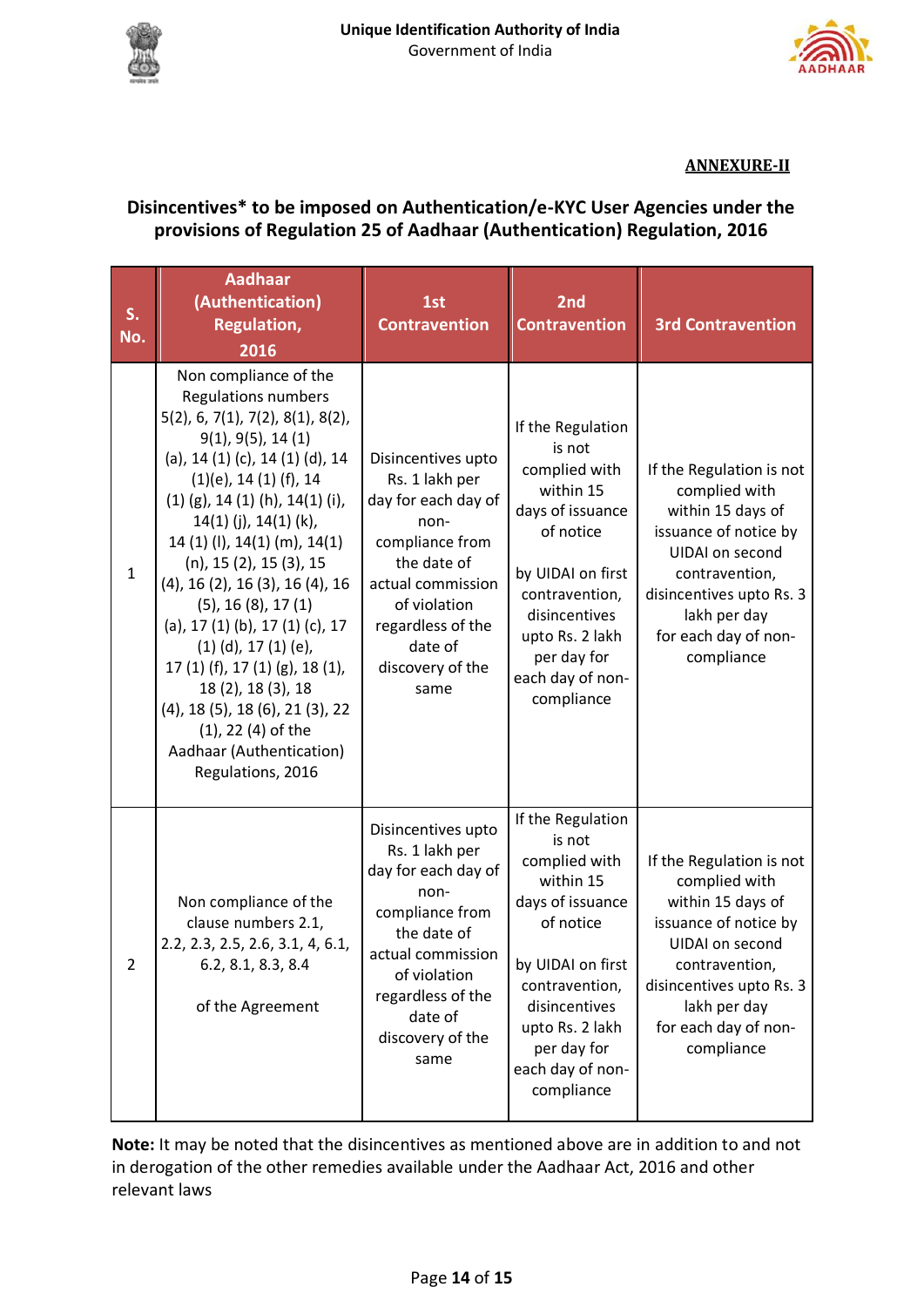**ANNEXURE-II**

## Disincentives* to be imposed on Authentication/e-KYC User Agencies under the provisions of Regulation 25 of Aadhaar (Authentication) Regulation, 2016

| S. No. | Aadhaar (Authentication) Regulation, 2016 | 1st Contravention | 2nd Contravention | 3rd Contravention |
|---|---|---|---|---|
| 1 | Non compliance of the Regulations numbers 5(2), 6, 7(1), 7(2), 8(1), 8(2), 9(1), 9(5), 14 (1) (a), 14 (1) (c), 14 (1) (d), 14 (1)(e), 14 (1) (f), 14 (1) (g), 14 (1) (h), 14(1) (i), 14(1) (j), 14(1) (k), 14 (1) (l), 14(1) (m), 14(1) (n), 15 (2), 15 (3), 15 (4), 16 (2), 16 (3), 16 (4), 16 (5), 16 (8), 17 (1) (a), 17 (1) (b), 17 (1) (c), 17 (1) (d), 17 (1) (e), 17 (1) (f), 17 (1) (g), 18 (1), 18 (2), 18 (3), 18 (4), 18 (5), 18 (6), 21 (3), 22 (1), 22 (4) of the Aadhaar (Authentication) Regulations, 2016 | Disincentives upto Rs. 1 lakh per day for each day of non-compliance from the date of actual commission of violation regardless of the date of discovery of the same | If the Regulation is not complied with within 15 days of issuance of notice by UIDAI on first contravention, disincentives upto Rs. 2 lakh per day for each day of non-compliance | If the Regulation is not complied with within 15 days of issuance of notice by UIDAI on second contravention, disincentives upto Rs. 3 lakh per day for each day of non-compliance |
| 2 | Non compliance of the clause numbers 2.1, 2.2, 2.3, 2.5, 2.6, 3.1, 4, 6.1, 6.2, 8.1, 8.3, 8.4 of the Agreement | Disincentives upto Rs. 1 lakh per day for each day of non-compliance from the date of actual commission of violation regardless of the date of discovery of the same | If the Regulation is not complied with within 15 days of issuance of notice by UIDAI on first contravention, disincentives upto Rs. 2 lakh per day for each day of non-compliance | If the Regulation is not complied with within 15 days of issuance of notice by UIDAI on second contravention, disincentives upto Rs. 3 lakh per day for each day of non-compliance |

**Note:** It may be noted that the disincentives as mentioned above are in addition to and not in derogation of the other remedies available under the Aadhaar Act, 2016 and other relevant laws